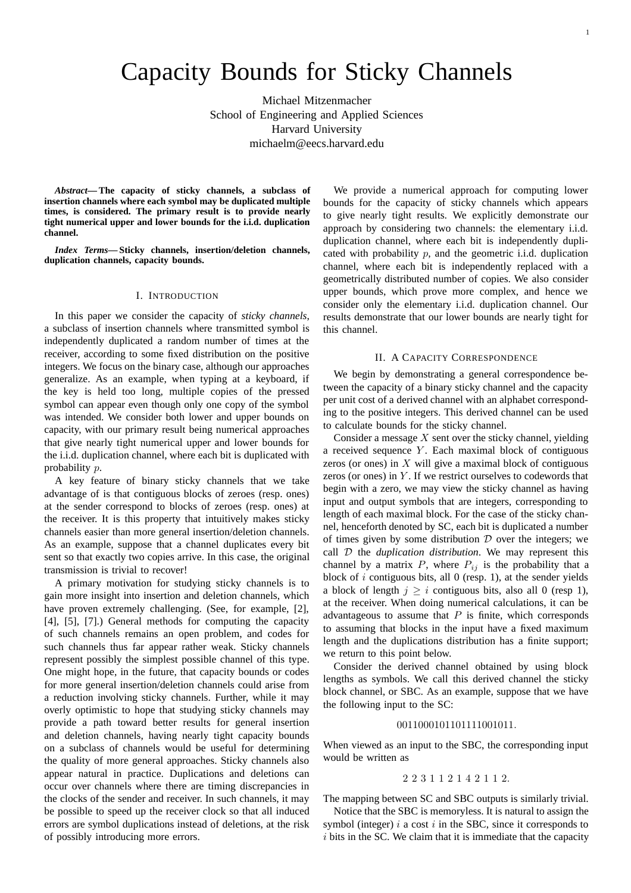# Capacity Bounds for Sticky Channels

Michael Mitzenmacher
School of Engineering and Applied Sciences
Harvard University
michaelm@eecs.harvard.edu

***Abstract*— The capacity of sticky channels, a subclass of insertion channels where each symbol may be duplicated multiple times, is considered. The primary result is to provide nearly tight numerical upper and lower bounds for the i.i.d. duplication channel.**

***Index Terms*— Sticky channels, insertion/deletion channels, duplication channels, capacity bounds.**

## I. Introduction

In this paper we consider the capacity of *sticky channels*, a subclass of insertion channels where transmitted symbol is independently duplicated a random number of times at the receiver, according to some fixed distribution on the positive integers. We focus on the binary case, although our approaches generalize. As an example, when typing at a keyboard, if the key is held too long, multiple copies of the pressed symbol can appear even though only one copy of the symbol was intended. We consider both lower and upper bounds on capacity, with our primary result being numerical approaches that give nearly tight numerical upper and lower bounds for the i.i.d. duplication channel, where each bit is duplicated with probability $p$.

A key feature of binary sticky channels that we take advantage of is that contiguous blocks of zeroes (resp. ones) at the sender correspond to blocks of zeroes (resp. ones) at the receiver. It is this property that intuitively makes sticky channels easier than more general insertion/deletion channels. As an example, suppose that a channel duplicates every bit sent so that exactly two copies arrive. In this case, the original transmission is trivial to recover!

A primary motivation for studying sticky channels is to gain more insight into insertion and deletion channels, which have proven extremely challenging. (See, for example, [2], [4], [5], [7].) General methods for computing the capacity of such channels remains an open problem, and codes for such channels thus far appear rather weak. Sticky channels represent possibly the simplest possible channel of this type. One might hope, in the future, that capacity bounds or codes for more general insertion/deletion channels could arise from a reduction involving sticky channels. Further, while it may overly optimistic to hope that studying sticky channels may provide a path toward better results for general insertion and deletion channels, having nearly tight capacity bounds on a subclass of channels would be useful for determining the quality of more general approaches. Sticky channels also appear natural in practice. Duplications and deletions can occur over channels where there are timing discrepancies in the clocks of the sender and receiver. In such channels, it may be possible to speed up the receiver clock so that all induced errors are symbol duplications instead of deletions, at the risk of possibly introducing more errors.

We provide a numerical approach for computing lower bounds for the capacity of sticky channels which appears to give nearly tight results. We explicitly demonstrate our approach by considering two channels: the elementary i.i.d. duplication channel, where each bit is independently duplicated with probability $p$, and the geometric i.i.d. duplication channel, where each bit is independently replaced with a geometrically distributed number of copies. We also consider upper bounds, which prove more complex, and hence we consider only the elementary i.i.d. duplication channel. Our results demonstrate that our lower bounds are nearly tight for this channel.

## II. A Capacity Correspondence

We begin by demonstrating a general correspondence between the capacity of a binary sticky channel and the capacity per unit cost of a derived channel with an alphabet corresponding to the positive integers. This derived channel can be used to calculate bounds for the sticky channel.

Consider a message $X$ sent over the sticky channel, yielding a received sequence $Y$. Each maximal block of contiguous zeros (or ones) in $X$ will give a maximal block of contiguous zeros (or ones) in $Y$. If we restrict ourselves to codewords that begin with a zero, we may view the sticky channel as having input and output symbols that are integers, corresponding to length of each maximal block. For the case of the sticky channel, henceforth denoted by SC, each bit is duplicated a number of times given by some distribution $\mathcal{D}$ over the integers; we call $\mathcal{D}$ the *duplication distribution*. We may represent this channel by a matrix $P$, where $P_{ij}$ is the probability that a block of $i$ contiguous bits, all 0 (resp. 1), at the sender yields a block of length $j \geq i$ contiguous bits, also all 0 (resp 1), at the receiver. When doing numerical calculations, it can be advantageous to assume that $P$ is finite, which corresponds to assuming that blocks in the input have a fixed maximum length and the duplications distribution has a finite support; we return to this point below.

Consider the derived channel obtained by using block lengths as symbols. We call this derived channel the sticky block channel, or SBC. As an example, suppose that we have the following input to the SC:

$$0011000101101111001011.$$

When viewed as an input to the SBC, the corresponding input would be written as

$$2\ 2\ 3\ 1\ 1\ 2\ 1\ 4\ 2\ 1\ 1\ 2.$$

The mapping between SC and SBC outputs is similarly trivial.

Notice that the SBC is memoryless. It is natural to assign the symbol (integer) $i$ a cost $i$ in the SBC, since it corresponds to $i$ bits in the SC. We claim that it is immediate that the capacity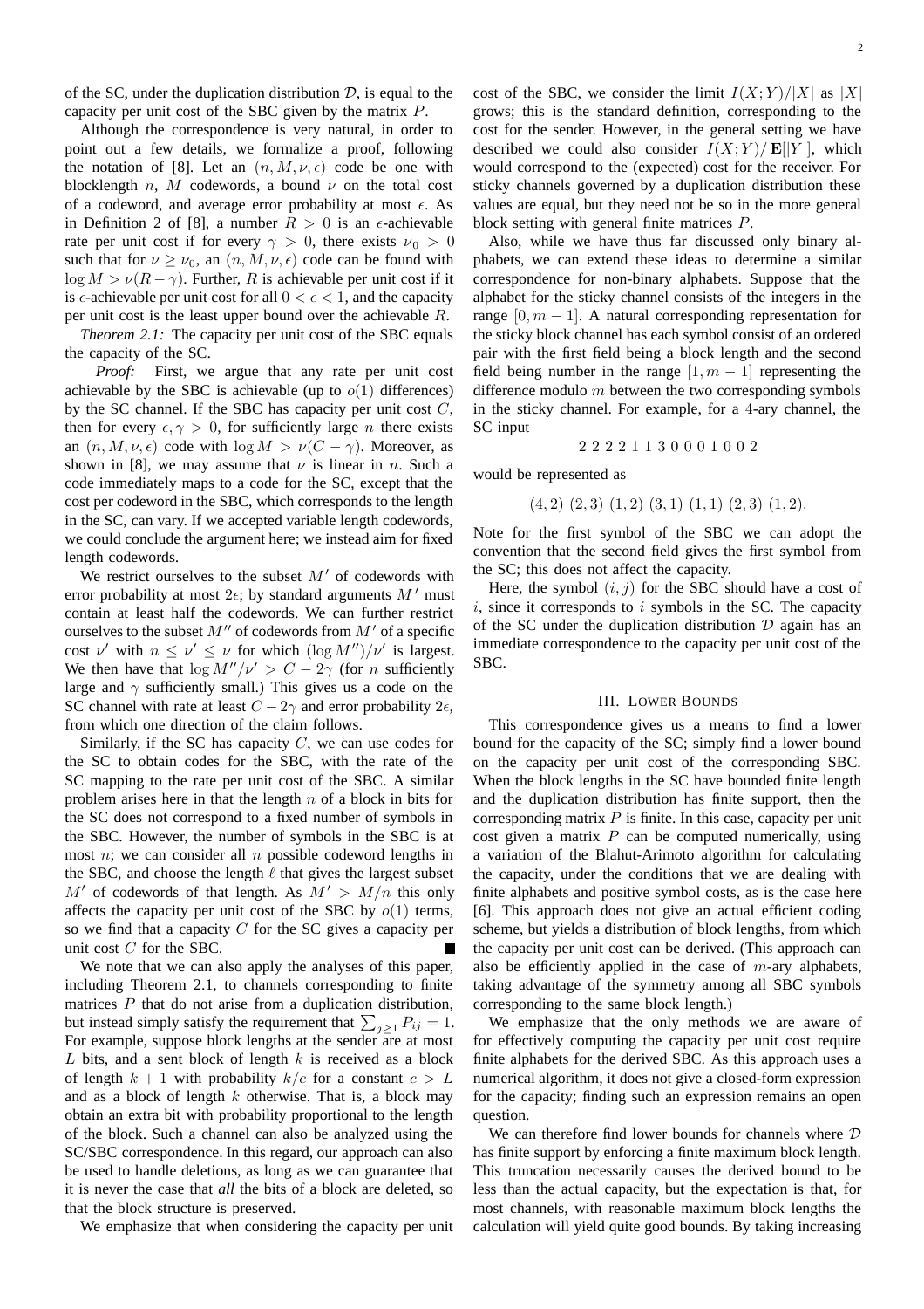of the SC, under the duplication distribution $\mathcal{D}$, is equal to the capacity per unit cost of the SBC given by the matrix $P$.

Although the correspondence is very natural, in order to point out a few details, we formalize a proof, following the notation of [8]. Let an $(n, M, \nu, \epsilon)$ code be one with blocklength $n$, $M$ codewords, a bound $\nu$ on the total cost of a codeword, and average error probability at most $\epsilon$. As in Definition 2 of [8], a number $R > 0$ is an $\epsilon$-achievable rate per unit cost if for every $\gamma > 0$, there exists $\nu_0 > 0$ such that for $\nu \geq \nu_0$, an $(n, M, \nu, \epsilon)$ code can be found with $\log M > \nu(R - \gamma)$. Further, $R$ is achievable per unit cost if it is $\epsilon$-achievable per unit cost for all $0 < \epsilon < 1$, and the capacity per unit cost is the least upper bound over the achievable $R$.

*Theorem 2.1:* The capacity per unit cost of the SBC equals the capacity of the SC.

*Proof:* First, we argue that any rate per unit cost achievable by the SBC is achievable (up to $o(1)$ differences) by the SC channel. If the SBC has capacity per unit cost $C$, then for every $\epsilon, \gamma > 0$, for sufficiently large $n$ there exists an $(n, M, \nu, \epsilon)$ code with $\log M > \nu(C - \gamma)$. Moreover, as shown in [8], we may assume that $\nu$ is linear in $n$. Such a code immediately maps to a code for the SC, except that the cost per codeword in the SBC, which corresponds to the length in the SC, can vary. If we accepted variable length codewords, we could conclude the argument here; we instead aim for fixed length codewords.

We restrict ourselves to the subset $M'$ of codewords with error probability at most $2\epsilon$; by standard arguments $M'$ must contain at least half the codewords. We can further restrict ourselves to the subset $M''$ of codewords from $M'$ of a specific cost $\nu'$ with $n \leq \nu' \leq \nu$ for which $(\log M'')/\nu'$ is largest. We then have that $\log M''/\nu' > C - 2\gamma$ (for $n$ sufficiently large and $\gamma$ sufficiently small.) This gives us a code on the SC channel with rate at least $C - 2\gamma$ and error probability $2\epsilon$, from which one direction of the claim follows.

Similarly, if the SC has capacity $C$, we can use codes for the SC to obtain codes for the SBC, with the rate of the SC mapping to the rate per unit cost of the SBC. A similar problem arises here in that the length $n$ of a block in bits for the SC does not correspond to a fixed number of symbols in the SBC. However, the number of symbols in the SBC is at most $n$; we can consider all $n$ possible codeword lengths in the SBC, and choose the length $\ell$ that gives the largest subset $M'$ of codewords of that length. As $M' > M/n$ this only affects the capacity per unit cost of the SBC by $o(1)$ terms, so we find that a capacity $C$ for the SC gives a capacity per unit cost $C$ for the SBC. ∎

We note that we can also apply the analyses of this paper, including Theorem 2.1, to channels corresponding to finite matrices $P$ that do not arise from a duplication distribution, but instead simply satisfy the requirement that $\sum_{j \geq 1} P_{ij} = 1$. For example, suppose block lengths at the sender are at most $L$ bits, and a sent block of length $k$ is received as a block of length $k+1$ with probability $k/c$ for a constant $c > L$ and as a block of length $k$ otherwise. That is, a block may obtain an extra bit with probability proportional to the length of the block. Such a channel can also be analyzed using the SC/SBC correspondence. In this regard, our approach can also be used to handle deletions, as long as we can guarantee that it is never the case that *all* the bits of a block are deleted, so that the block structure is preserved.

We emphasize that when considering the capacity per unit cost of the SBC, we consider the limit $I(X;Y)/|X|$ as $|X|$ grows; this is the standard definition, corresponding to the cost for the sender. However, in the general setting we have described we could also consider $I(X;Y)/\mathbf{E}[|Y|]$, which would correspond to the (expected) cost for the receiver. For sticky channels governed by a duplication distribution these values are equal, but they need not be so in the more general block setting with general finite matrices $P$.

Also, while we have thus far discussed only binary alphabets, we can extend these ideas to determine a similar correspondence for non-binary alphabets. Suppose that the alphabet for the sticky channel consists of the integers in the range $[0, m-1]$. A natural corresponding representation for the sticky block channel has each symbol consist of an ordered pair with the first field being a block length and the second field being number in the range $[1, m-1]$ representing the difference modulo $m$ between the two corresponding symbols in the sticky channel. For example, for a 4-ary channel, the SC input

$$2\ 2\ 2\ 2\ 1\ 1\ 3\ 0\ 0\ 0\ 1\ 0\ 0\ 2$$

would be represented as

$$(4,2)\ (2,3)\ (1,2)\ (3,1)\ (1,1)\ (2,3)\ (1,2).$$

Note for the first symbol of the SBC we can adopt the convention that the second field gives the first symbol from the SC; this does not affect the capacity.

Here, the symbol $(i, j)$ for the SBC should have a cost of $i$, since it corresponds to $i$ symbols in the SC. The capacity of the SC under the duplication distribution $\mathcal{D}$ again has an immediate correspondence to the capacity per unit cost of the SBC.

## III. Lower Bounds

This correspondence gives us a means to find a lower bound for the capacity of the SC; simply find a lower bound on the capacity per unit cost of the corresponding SBC. When the block lengths in the SC have bounded finite length and the duplication distribution has finite support, then the corresponding matrix $P$ is finite. In this case, capacity per unit cost given a matrix $P$ can be computed numerically, using a variation of the Blahut-Arimoto algorithm for calculating the capacity, under the conditions that we are dealing with finite alphabets and positive symbol costs, as is the case here [6]. This approach does not give an actual efficient coding scheme, but yields a distribution of block lengths, from which the capacity per unit cost can be derived. (This approach can also be efficiently applied in the case of $m$-ary alphabets, taking advantage of the symmetry among all SBC symbols corresponding to the same block length.)

We emphasize that the only methods we are aware of for effectively computing the capacity per unit cost require finite alphabets for the derived SBC. As this approach uses a numerical algorithm, it does not give a closed-form expression for the capacity; finding such an expression remains an open question.

We can therefore find lower bounds for channels where $\mathcal{D}$ has finite support by enforcing a finite maximum block length. This truncation necessarily causes the derived bound to be less than the actual capacity, but the expectation is that, for most channels, with reasonable maximum block lengths the calculation will yield quite good bounds. By taking increasing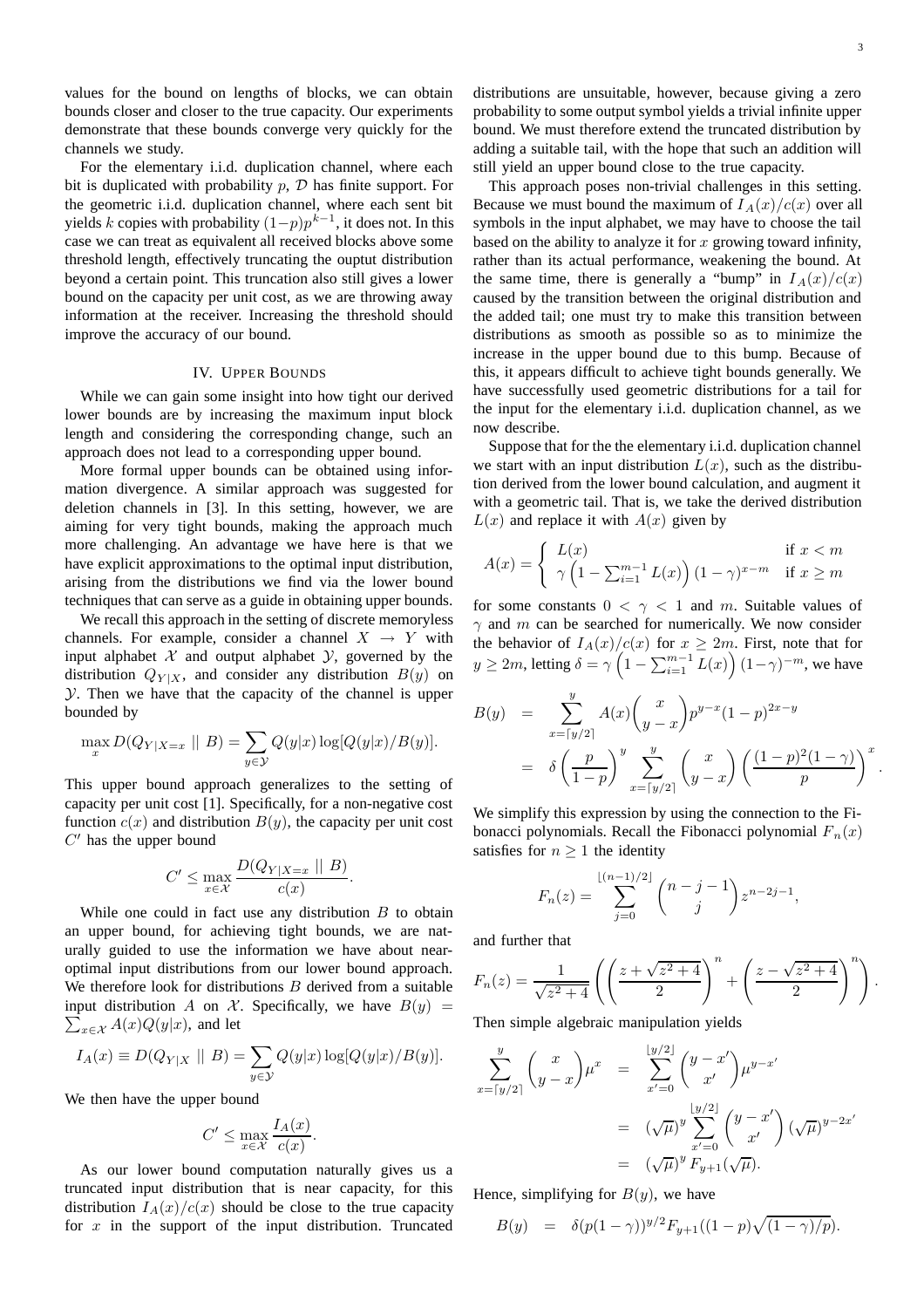values for the bound on lengths of blocks, we can obtain bounds closer and closer to the true capacity. Our experiments demonstrate that these bounds converge very quickly for the channels we study.

For the elementary i.i.d. duplication channel, where each bit is duplicated with probability $p$, $\mathcal{D}$ has finite support. For the geometric i.i.d. duplication channel, where each sent bit yields $k$ copies with probability $(1-p)p^{k-1}$, it does not. In this case we can treat as equivalent all received blocks above some threshold length, effectively truncating the ouptut distribution beyond a certain point. This truncation also still gives a lower bound on the capacity per unit cost, as we are throwing away information at the receiver. Increasing the threshold should improve the accuracy of our bound.

## IV. Upper Bounds

While we can gain some insight into how tight our derived lower bounds are by increasing the maximum input block length and considering the corresponding change, such an approach does not lead to a corresponding upper bound.

More formal upper bounds can be obtained using information divergence. A similar approach was suggested for deletion channels in [3]. In this setting, however, we are aiming for very tight bounds, making the approach much more challenging. An advantage we have here is that we have explicit approximations to the optimal input distribution, arising from the distributions we find via the lower bound techniques that can serve as a guide in obtaining upper bounds.

We recall this approach in the setting of discrete memoryless channels. For example, consider a channel $X \rightarrow Y$ with input alphabet $\mathcal{X}$ and output alphabet $\mathcal{Y}$, governed by the distribution $Q_{Y|X}$, and consider any distribution $B(y)$ on $\mathcal{Y}$. Then we have that the capacity of the channel is upper bounded by

$$\max_x D(Q_{Y|X=x} \mid\mid B) = \sum_{y \in \mathcal{Y}} Q(y|x) \log[Q(y|x)/B(y)].$$

This upper bound approach generalizes to the setting of capacity per unit cost [1]. Specifically, for a non-negative cost function $c(x)$ and distribution $B(y)$, the capacity per unit cost $C'$ has the upper bound

$$C' \leq \max_{x \in \mathcal{X}} \frac{D(Q_{Y|X=x} \mid\mid B)}{c(x)}.$$

While one could in fact use any distribution $B$ to obtain an upper bound, for achieving tight bounds, we are naturally guided to use the information we have about near-optimal input distributions from our lower bound approach. We therefore look for distributions $B$ derived from a suitable input distribution $A$ on $\mathcal{X}$. Specifically, we have $B(y) = \sum_{x \in \mathcal{X}} A(x)Q(y|x)$, and let

$$I_A(x) \equiv D(Q_{Y|X} \mid\mid B) = \sum_{y \in \mathcal{Y}} Q(y|x) \log[Q(y|x)/B(y)].$$

We then have the upper bound

$$C' \leq \max_{x \in \mathcal{X}} \frac{I_A(x)}{c(x)}.$$

As our lower bound computation naturally gives us a truncated input distribution that is near capacity, for this distribution $I_A(x)/c(x)$ should be close to the true capacity for $x$ in the support of the input distribution. Truncated distributions are unsuitable, however, because giving a zero probability to some output symbol yields a trivial infinite upper bound. We must therefore extend the truncated distribution by adding a suitable tail, with the hope that such an addition will still yield an upper bound close to the true capacity.

This approach poses non-trivial challenges in this setting. Because we must bound the maximum of $I_A(x)/c(x)$ over all symbols in the input alphabet, we may have to choose the tail based on the ability to analyze it for $x$ growing toward infinity, rather than its actual performance, weakening the bound. At the same time, there is generally a "bump" in $I_A(x)/c(x)$ caused by the transition between the original distribution and the added tail; one must try to make this transition between distributions as smooth as possible so as to minimize the increase in the upper bound due to this bump. Because of this, it appears difficult to achieve tight bounds generally. We have successfully used geometric distributions for a tail for the input for the elementary i.i.d. duplication channel, as we now describe.

Suppose that for the the elementary i.i.d. duplication channel we start with an input distribution $L(x)$, such as the distribution derived from the lower bound calculation, and augment it with a geometric tail. That is, we take the derived distribution $L(x)$ and replace it with $A(x)$ given by

$$A(x) = \begin{cases} L(x) & \text{if } x < m \\ \gamma \left(1 - \sum_{i=1}^{m-1} L(x)\right) (1-\gamma)^{x-m} & \text{if } x \geq m \end{cases}$$

for some constants $0 < \gamma < 1$ and $m$. Suitable values of $\gamma$ and $m$ can be searched for numerically. We now consider the behavior of $I_A(x)/c(x)$ for $x \geq 2m$. First, note that for $y \geq 2m$, letting $\delta = \gamma \left(1 - \sum_{i=1}^{m-1} L(x)\right) (1-\gamma)^{-m}$, we have

$$\begin{aligned} B(y) &= \sum_{x=\lceil y/2 \rceil}^{y} A(x) \binom{x}{y-x} p^{y-x} (1-p)^{2x-y} \\ &= \delta \left(\frac{p}{1-p}\right)^y \sum_{x=\lceil y/2 \rceil}^{y} \binom{x}{y-x} \left(\frac{(1-p)^2(1-\gamma)}{p}\right)^x. \end{aligned}$$

We simplify this expression by using the connection to the Fibonacci polynomials. Recall the Fibonacci polynomial $F_n(x)$ satisfies for $n \geq 1$ the identity

$$F_n(z) = \sum_{j=0}^{\lfloor (n-1)/2 \rfloor} \binom{n-j-1}{j} z^{n-2j-1},$$

and further that

$$F_n(z) = \frac{1}{\sqrt{z^2+4}} \left( \left(\frac{z+\sqrt{z^2+4}}{2}\right)^n + \left(\frac{z-\sqrt{z^2+4}}{2}\right)^n \right).$$

Then simple algebraic manipulation yields

$$\begin{aligned} \sum_{x=\lceil y/2 \rceil}^{y} \binom{x}{y-x} \mu^x &= \sum_{x'=0}^{\lfloor y/2 \rfloor} \binom{y-x'}{x'} \mu^{y-x'} \\ &= (\sqrt{\mu})^y \sum_{x'=0}^{\lfloor y/2 \rfloor} \binom{y-x'}{x'} (\sqrt{\mu})^{y-2x'} \\ &= (\sqrt{\mu})^y F_{y+1}(\sqrt{\mu}). \end{aligned}$$

Hence, simplifying for $B(y)$, we have

$$B(y) = \delta(p(1-\gamma))^{y/2} F_{y+1}((1-p)\sqrt{(1-\gamma)/p}).$$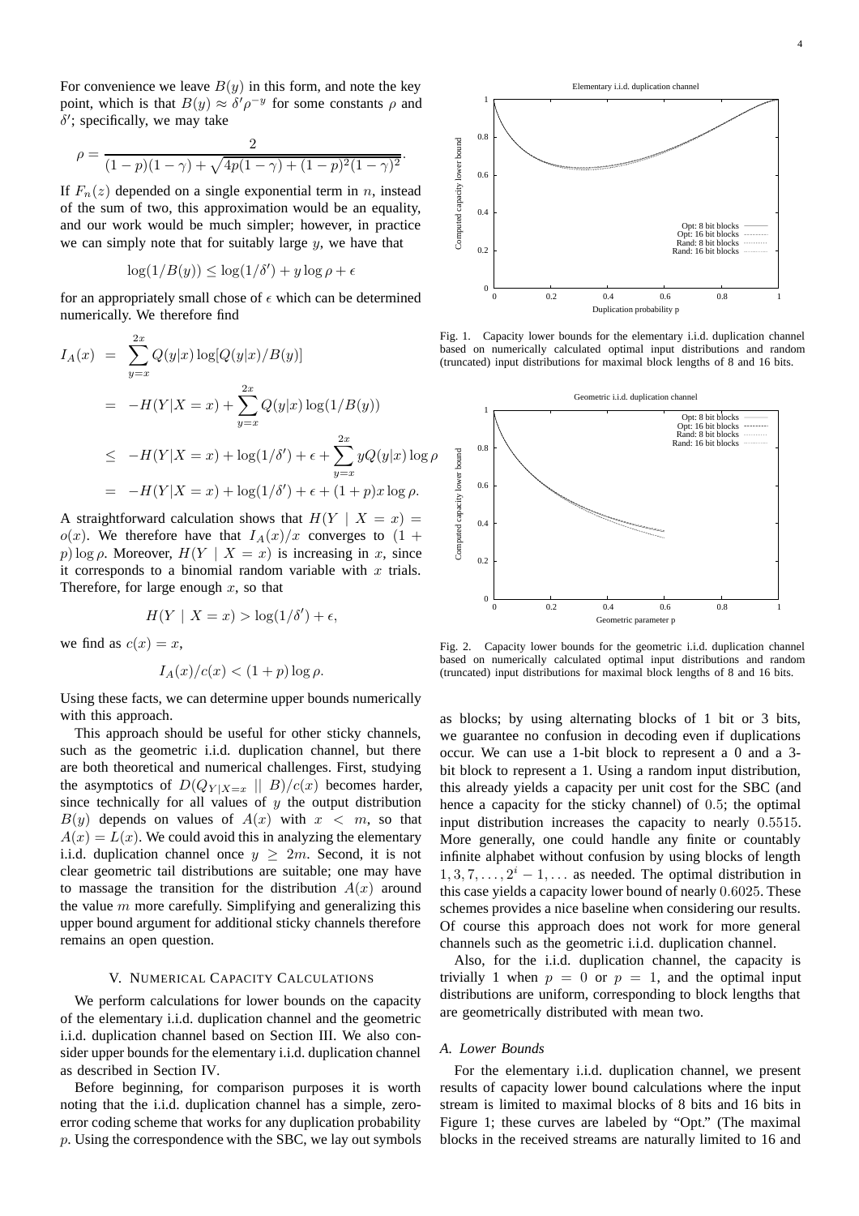For convenience we leave $B(y)$ in this form, and note the key point, which is that $B(y) \approx \delta' \rho^{-y}$ for some constants $\rho$ and $\delta'$; specifically, we may take

$$\rho = \frac{2}{(1-p)(1-\gamma) + \sqrt{4p(1-\gamma) + (1-p)^2(1-\gamma)^2}}.$$

If $F_n(z)$ depended on a single exponential term in $n$, instead of the sum of two, this approximation would be an equality, and our work would be much simpler; however, in practice we can simply note that for suitably large $y$, we have that

$$\log(1/B(y)) \leq \log(1/\delta') + y \log \rho + \epsilon$$

for an appropriately small chose of $\epsilon$ which can be determined numerically. We therefore find

$$\begin{aligned}
I_A(x) &= \sum_{y=x}^{2x} Q(y|x) \log[Q(y|x)/B(y)] \\
&= -H(Y|X=x) + \sum_{y=x}^{2x} Q(y|x) \log(1/B(y)) \\
&\leq -H(Y|X=x) + \log(1/\delta') + \epsilon + \sum_{y=x}^{2x} y Q(y|x) \log \rho \\
&= -H(Y|X=x) + \log(1/\delta') + \epsilon + (1+p)x \log \rho.
\end{aligned}$$

A straightforward calculation shows that $H(Y \mid X = x) = o(x)$. We therefore have that $I_A(x)/x$ converges to $(1+p)\log \rho$. Moreover, $H(Y \mid X = x)$ is increasing in $x$, since it corresponds to a binomial random variable with $x$ trials. Therefore, for large enough $x$, so that

$$H(Y \mid X = x) > \log(1/\delta') + \epsilon,$$

we find as $c(x) = x$,

$$I_A(x)/c(x) < (1+p)\log \rho.$$

Using these facts, we can determine upper bounds numerically with this approach.

This approach should be useful for other sticky channels, such as the geometric i.i.d. duplication channel, but there are both theoretical and numerical challenges. First, studying the asymptotics of $D(Q_{Y|X=x} \mid\mid B)/c(x)$ becomes harder, since technically for all values of $y$ the output distribution $B(y)$ depends on values of $A(x)$ with $x < m$, so that $A(x) = L(x)$. We could avoid this in analyzing the elementary i.i.d. duplication channel once $y \geq 2m$. Second, it is not clear geometric tail distributions are suitable; one may have to massage the transition for the distribution $A(x)$ around the value $m$ more carefully. Simplifying and generalizing this upper bound argument for additional sticky channels therefore remains an open question.

## V. Numerical Capacity Calculations

We perform calculations for lower bounds on the capacity of the elementary i.i.d. duplication channel and the geometric i.i.d. duplication channel based on Section III. We also consider upper bounds for the elementary i.i.d. duplication channel as described in Section IV.

Before beginning, for comparison purposes it is worth noting that the i.i.d. duplication channel has a simple, zero-error coding scheme that works for any duplication probability $p$. Using the correspondence with the SBC, we lay out symbols as blocks; by using alternating blocks of 1 bit or 3 bits, we guarantee no confusion in decoding even if duplications occur. We can use a 1-bit block to represent a 0 and a 3-bit block to represent a 1. Using a random input distribution, this already yields a capacity per unit cost for the SBC (and hence a capacity for the sticky channel) of $0.5$; the optimal input distribution increases the capacity to nearly $0.5515$. More generally, one could handle any finite or countably infinite alphabet without confusion by using blocks of length $1, 3, 7, \ldots, 2^i - 1, \ldots$ as needed. The optimal distribution in this case yields a capacity lower bound of nearly $0.6025$. These schemes provides a nice baseline when considering our results. Of course this approach does not work for more general channels such as the geometric i.i.d. duplication channel.

Also, for the i.i.d. duplication channel, the capacity is trivially 1 when $p = 0$ or $p = 1$, and the optimal input distributions are uniform, corresponding to block lengths that are geometrically distributed with mean two.

Fig. 1. Capacity lower bounds for the elementary i.i.d. duplication channel based on numerically calculated optimal input distributions and random (truncated) input distributions for maximal block lengths of 8 and 16 bits.

Fig. 2. Capacity lower bounds for the geometric i.i.d. duplication channel based on numerically calculated optimal input distributions and random (truncated) input distributions for maximal block lengths of 8 and 16 bits.

### A. Lower Bounds

For the elementary i.i.d. duplication channel, we present results of capacity lower bound calculations where the input stream is limited to maximal blocks of 8 bits and 16 bits in Figure 1; these curves are labeled by "Opt." (The maximal blocks in the received streams are naturally limited to 16 and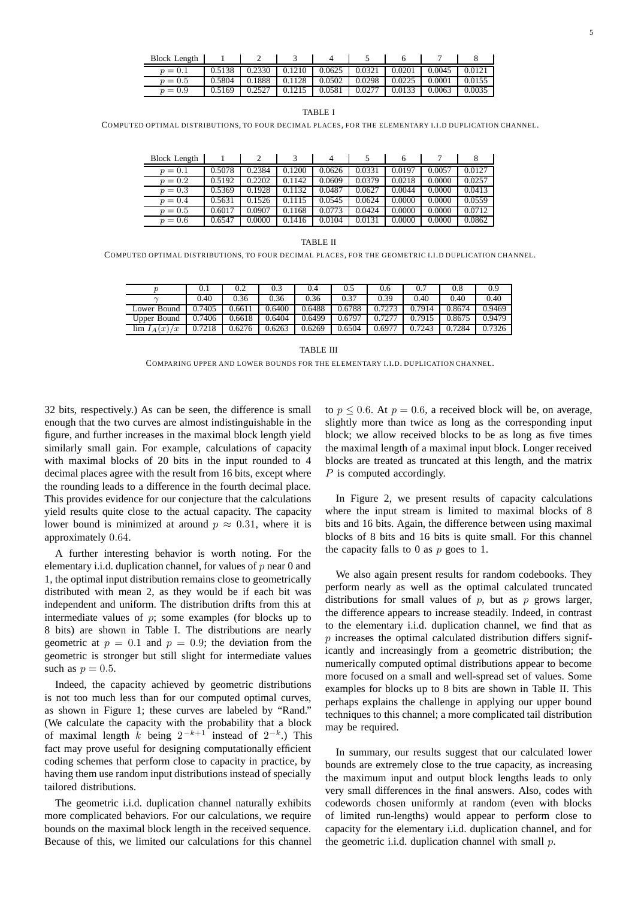| Block Length | 1 | 2 | 3 | 4 | 5 | 6 | 7 | 8 |
|---|---|---|---|---|---|---|---|---|
| $p = 0.1$ | 0.5138 | 0.2330 | 0.1210 | 0.0625 | 0.0321 | 0.0201 | 0.0045 | 0.0121 |
| $p = 0.5$ | 0.5804 | 0.1888 | 0.1128 | 0.0502 | 0.0298 | 0.0225 | 0.0001 | 0.0155 |
| $p = 0.9$ | 0.5169 | 0.2527 | 0.1215 | 0.0581 | 0.0277 | 0.0133 | 0.0063 | 0.0035 |

TABLE I

COMPUTED OPTIMAL DISTRIBUTIONS, TO FOUR DECIMAL PLACES, FOR THE ELEMENTARY I.I.D DUPLICATION CHANNEL.

| Block Length | 1 | 2 | 3 | 4 | 5 | 6 | 7 | 8 |
|---|---|---|---|---|---|---|---|---|
| $p = 0.1$ | 0.5078 | 0.2384 | 0.1200 | 0.0626 | 0.0331 | 0.0197 | 0.0057 | 0.0127 |
| $p = 0.2$ | 0.5192 | 0.2202 | 0.1142 | 0.0609 | 0.0379 | 0.0218 | 0.0000 | 0.0257 |
| $p = 0.3$ | 0.5369 | 0.1928 | 0.1132 | 0.0487 | 0.0627 | 0.0044 | 0.0000 | 0.0413 |
| $p = 0.4$ | 0.5631 | 0.1526 | 0.1115 | 0.0545 | 0.0624 | 0.0000 | 0.0000 | 0.0559 |
| $p = 0.5$ | 0.6017 | 0.0907 | 0.1168 | 0.0773 | 0.0424 | 0.0000 | 0.0000 | 0.0712 |
| $p = 0.6$ | 0.6547 | 0.0000 | 0.1416 | 0.0104 | 0.0131 | 0.0000 | 0.0000 | 0.0862 |

TABLE II

COMPUTED OPTIMAL DISTRIBUTIONS, TO FOUR DECIMAL PLACES, FOR THE GEOMETRIC I.I.D DUPLICATION CHANNEL.

| $p$ | 0.1 | 0.2 | 0.3 | 0.4 | 0.5 | 0.6 | 0.7 | 0.8 | 0.9 |
|---|---|---|---|---|---|---|---|---|---|
| $\gamma$ | 0.40 | 0.36 | 0.36 | 0.36 | 0.37 | 0.39 | 0.40 | 0.40 | 0.40 |
| Lower Bound | 0.7405 | 0.6611 | 0.6400 | 0.6488 | 0.6788 | 0.7273 | 0.7914 | 0.8674 | 0.9469 |
| Upper Bound | 0.7406 | 0.6618 | 0.6404 | 0.6499 | 0.6797 | 0.7277 | 0.7915 | 0.8675 | 0.9479 |
| $\lim I_A(x)/x$ | 0.7218 | 0.6276 | 0.6263 | 0.6269 | 0.6504 | 0.6977 | 0.7243 | 0.7284 | 0.7326 |

TABLE III

COMPARING UPPER AND LOWER BOUNDS FOR THE ELEMENTARY I.I.D. DUPLICATION CHANNEL.

32 bits, respectively.) As can be seen, the difference is small enough that the two curves are almost indistinguishable in the figure, and further increases in the maximal block length yield similarly small gain. For example, calculations of capacity with maximal blocks of 20 bits in the input rounded to 4 decimal places agree with the result from 16 bits, except where the rounding leads to a difference in the fourth decimal place. This provides evidence for our conjecture that the calculations yield results quite close to the actual capacity. The capacity lower bound is minimized at around $p \approx 0.31$, where it is approximately $0.64$.

A further interesting behavior is worth noting. For the elementary i.i.d. duplication channel, for values of $p$ near 0 and 1, the optimal input distribution remains close to geometrically distributed with mean 2, as they would be if each bit was independent and uniform. The distribution drifts from this at intermediate values of $p$; some examples (for blocks up to 8 bits) are shown in Table I. The distributions are nearly geometric at $p = 0.1$ and $p = 0.9$; the deviation from the geometric is stronger but still slight for intermediate values such as $p = 0.5$.

Indeed, the capacity achieved by geometric distributions is not too much less than for our computed optimal curves, as shown in Figure 1; these curves are labeled by "Rand." (We calculate the capacity with the probability that a block of maximal length $k$ being $2^{-k+1}$ instead of $2^{-k}$.) This fact may prove useful for designing computationally efficient coding schemes that perform close to capacity in practice, by having them use random input distributions instead of specially tailored distributions.

The geometric i.i.d. duplication channel naturally exhibits more complicated behaviors. For our calculations, we require bounds on the maximal block length in the received sequence. Because of this, we limited our calculations for this channel to $p \leq 0.6$. At $p = 0.6$, a received block will be, on average, slightly more than twice as long as the corresponding input block; we allow received blocks to be as long as five times the maximal length of a maximal input block. Longer received blocks are treated as truncated at this length, and the matrix $P$ is computed accordingly.

In Figure 2, we present results of capacity calculations where the input stream is limited to maximal blocks of 8 bits and 16 bits. Again, the difference between using maximal blocks of 8 bits and 16 bits is quite small. For this channel the capacity falls to 0 as $p$ goes to 1.

We also again present results for random codebooks. They perform nearly as well as the optimal calculated truncated distributions for small values of $p$, but as $p$ grows larger, the difference appears to increase steadily. Indeed, in contrast to the elementary i.i.d. duplication channel, we find that as $p$ increases the optimal calculated distribution differs significantly and increasingly from a geometric distribution; the numerically computed optimal distributions appear to become more focused on a small and well-spread set of values. Some examples for blocks up to 8 bits are shown in Table II. This perhaps explains the challenge in applying our upper bound techniques to this channel; a more complicated tail distribution may be required.

In summary, our results suggest that our calculated lower bounds are extremely close to the true capacity, as increasing the maximum input and output block lengths leads to only very small differences in the final answers. Also, codes with codewords chosen uniformly at random (even with blocks of limited run-lengths) would appear to perform close to capacity for the elementary i.i.d. duplication channel, and for the geometric i.i.d. duplication channel with small $p$.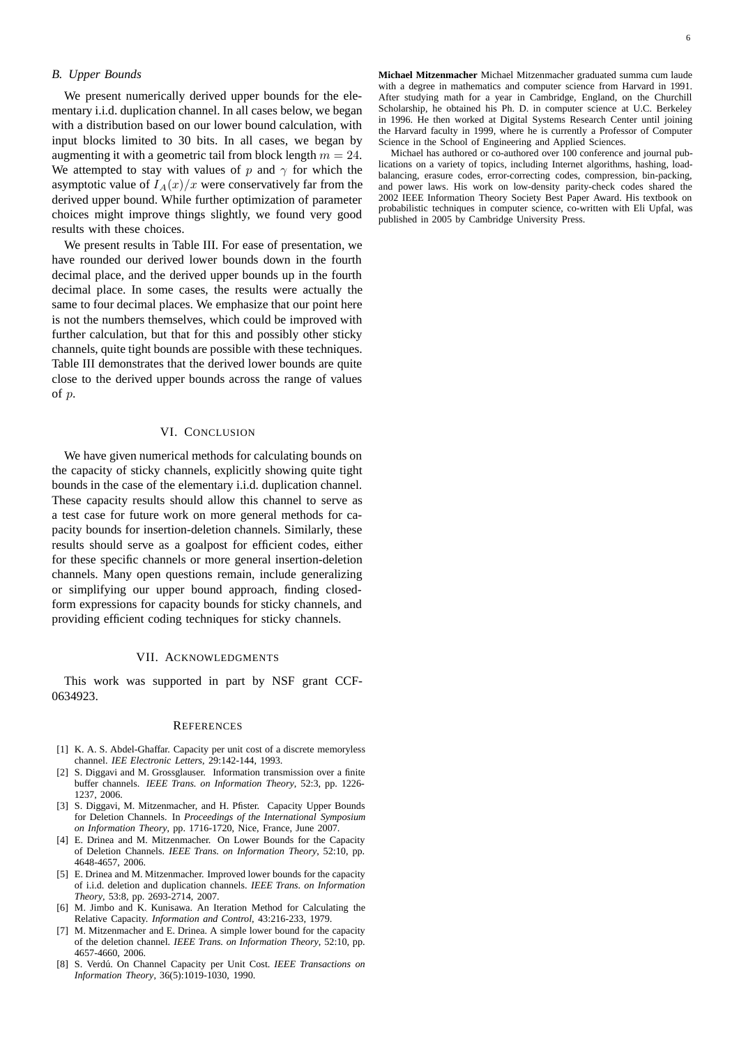### B. Upper Bounds

We present numerically derived upper bounds for the elementary i.i.d. duplication channel. In all cases below, we began with a distribution based on our lower bound calculation, with input blocks limited to 30 bits. In all cases, we began by augmenting it with a geometric tail from block length $m = 24$. We attempted to stay with values of $p$ and $\gamma$ for which the asymptotic value of $I_A(x)/x$ were conservatively far from the derived upper bound. While further optimization of parameter choices might improve things slightly, we found very good results with these choices.

We present results in Table III. For ease of presentation, we have rounded our derived lower bounds down in the fourth decimal place, and the derived upper bounds up in the fourth decimal place. In some cases, the results were actually the same to four decimal places. We emphasize that our point here is not the numbers themselves, which could be improved with further calculation, but that for this and possibly other sticky channels, quite tight bounds are possible with these techniques. Table III demonstrates that the derived lower bounds are quite close to the derived upper bounds across the range of values of $p$.

## VI. Conclusion

We have given numerical methods for calculating bounds on the capacity of sticky channels, explicitly showing quite tight bounds in the case of the elementary i.i.d. duplication channel. These capacity results should allow this channel to serve as a test case for future work on more general methods for capacity bounds for insertion-deletion channels. Similarly, these results should serve as a goalpost for efficient codes, either for these specific channels or more general insertion-deletion channels. Many open questions remain, include generalizing or simplifying our upper bound approach, finding closed-form expressions for capacity bounds for sticky channels, and providing efficient coding techniques for sticky channels.

## VII. Acknowledgments

This work was supported in part by NSF grant CCF-0634923.

## References

[1] K. A. S. Abdel-Ghaffar. Capacity per unit cost of a discrete memoryless channel. *IEE Electronic Letters*, 29:142-144, 1993.

[2] S. Diggavi and M. Grossglauser. Information transmission over a finite buffer channels. *IEEE Trans. on Information Theory*, 52:3, pp. 1226-1237, 2006.

[3] S. Diggavi, M. Mitzenmacher, and H. Pfister. Capacity Upper Bounds for Deletion Channels. In *Proceedings of the International Symposium on Information Theory*, pp. 1716-1720, Nice, France, June 2007.

[4] E. Drinea and M. Mitzenmacher. On Lower Bounds for the Capacity of Deletion Channels. *IEEE Trans. on Information Theory*, 52:10, pp. 4648-4657, 2006.

[5] E. Drinea and M. Mitzenmacher. Improved lower bounds for the capacity of i.i.d. deletion and duplication channels. *IEEE Trans. on Information Theory*, 53:8, pp. 2693-2714, 2007.

[6] M. Jimbo and K. Kunisawa. An Iteration Method for Calculating the Relative Capacity. *Information and Control*, 43:216-233, 1979.

[7] M. Mitzenmacher and E. Drinea. A simple lower bound for the capacity of the deletion channel. *IEEE Trans. on Information Theory*, 52:10, pp. 4657-4660, 2006.

[8] S. Verdú. On Channel Capacity per Unit Cost. *IEEE Transactions on Information Theory*, 36(5):1019-1030, 1990.

**Michael Mitzenmacher** Michael Mitzenmacher graduated summa cum laude with a degree in mathematics and computer science from Harvard in 1991. After studying math for a year in Cambridge, England, on the Churchill Scholarship, he obtained his Ph. D. in computer science at U.C. Berkeley in 1996. He then worked at Digital Systems Research Center until joining the Harvard faculty in 1999, where he is currently a Professor of Computer Science in the School of Engineering and Applied Sciences.

Michael has authored or co-authored over 100 conference and journal publications on a variety of topics, including Internet algorithms, hashing, load-balancing, erasure codes, error-correcting codes, compression, bin-packing, and power laws. His work on low-density parity-check codes shared the 2002 IEEE Information Theory Society Best Paper Award. His textbook on probabilistic techniques in computer science, co-written with Eli Upfal, was published in 2005 by Cambridge University Press.